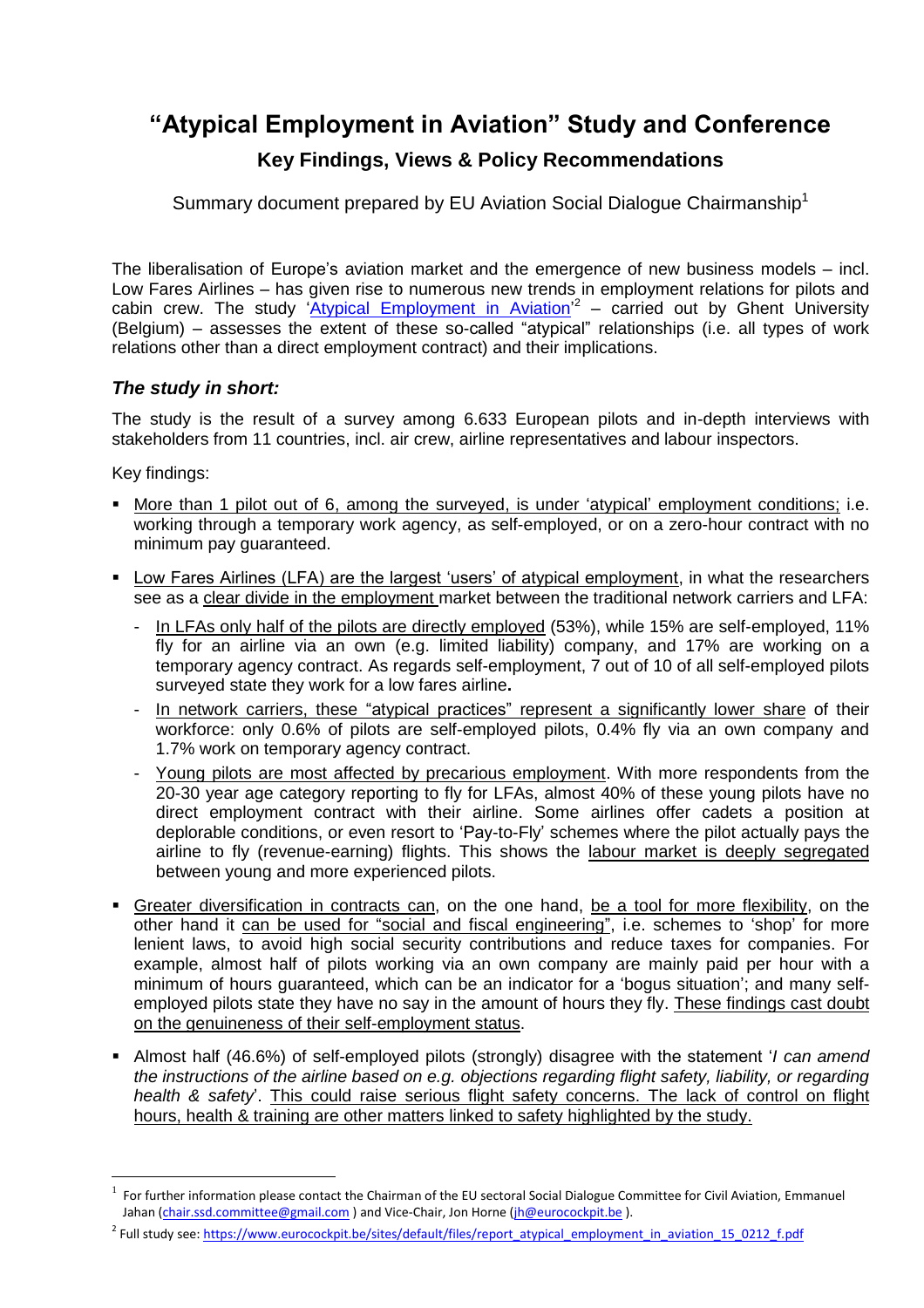# "Atypical Employment in Aviation" Study and Conference

## Key Findings, Views & Policy Recommendations

Summary document prepared by EU Aviation Social Dialogue Chairmanship[1]

The liberalisation of Europe's aviation market and the emergence of new business models – incl. Low Fares Airlines – has given rise to numerous new trends in employment relations for pilots and cabin crew. The study '[Atypical Employment in Aviation](https://www.eurocockpit.be/sites/default/files/report_atypical_employment_in_aviation_15_0212_f.pdf)'[2] – carried out by Ghent University (Belgium) – assesses the extent of these so-called "atypical" relationships (i.e. all types of work relations other than a direct employment contract) and their implications.

### *The study in short:*

The study is the result of a survey among 6.633 European pilots and in-depth interviews with stakeholders from 11 countries, incl. air crew, airline representatives and labour inspectors.

Key findings:

- More than 1 pilot out of 6, among the surveyed, is under 'atypical' employment conditions; i.e. working through a temporary work agency, as self-employed, or on a zero-hour contract with no minimum pay guaranteed.
- Low Fares Airlines (LFA) are the largest 'users' of atypical employment, in what the researchers see as a clear divide in the employment market between the traditional network carriers and LFA:
  - In LFAs only half of the pilots are directly employed (53%), while 15% are self-employed, 11% fly for an airline via an own (e.g. limited liability) company, and 17% are working on a temporary agency contract. As regards self-employment, 7 out of 10 of all self-employed pilots surveyed state they work for a low fares airline**.**
  - In network carriers, these "atypical practices" represent a significantly lower share of their workforce: only 0.6% of pilots are self-employed pilots, 0.4% fly via an own company and 1.7% work on temporary agency contract.
  - Young pilots are most affected by precarious employment. With more respondents from the 20-30 year age category reporting to fly for LFAs, almost 40% of these young pilots have no direct employment contract with their airline. Some airlines offer cadets a position at deplorable conditions, or even resort to 'Pay-to-Fly' schemes where the pilot actually pays the airline to fly (revenue-earning) flights. This shows the labour market is deeply segregated between young and more experienced pilots.
- Greater diversification in contracts can, on the one hand, be a tool for more flexibility, on the other hand it can be used for "social and fiscal engineering", i.e. schemes to 'shop' for more lenient laws, to avoid high social security contributions and reduce taxes for companies. For example, almost half of pilots working via an own company are mainly paid per hour with a minimum of hours guaranteed, which can be an indicator for a 'bogus situation'; and many self-employed pilots state they have no say in the amount of hours they fly. These findings cast doubt on the genuineness of their self-employment status.
- Almost half (46.6%) of self-employed pilots (strongly) disagree with the statement '*I can amend the instructions of the airline based on e.g. objections regarding flight safety, liability, or regarding health & safety*'. This could raise serious flight safety concerns. The lack of control on flight hours, health & training are other matters linked to safety highlighted by the study.

---

[1] For further information please contact the Chairman of the EU sectoral Social Dialogue Committee for Civil Aviation, Emmanuel Jahan (chair.ssd.committee@gmail.com ) and Vice-Chair, Jon Horne (jh@eurocockpit.be ).

[2] Full study see: https://www.eurocockpit.be/sites/default/files/report_atypical_employment_in_aviation_15_0212_f.pdf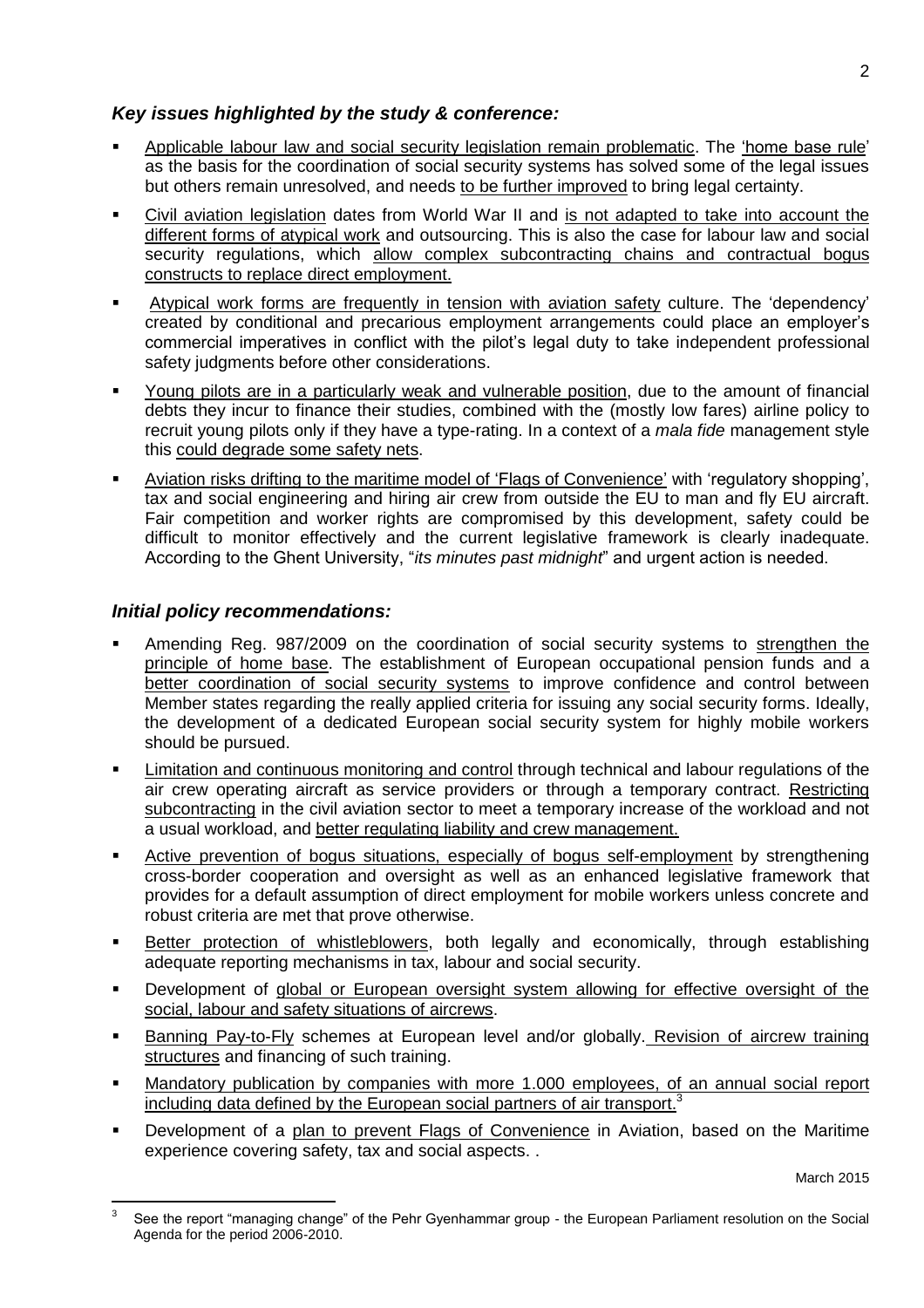### *Key issues highlighted by the study & conference:*

- Applicable labour law and social security legislation remain problematic. The 'home base rule' as the basis for the coordination of social security systems has solved some of the legal issues but others remain unresolved, and needs to be further improved to bring legal certainty.
- Civil aviation legislation dates from World War II and is not adapted to take into account the different forms of atypical work and outsourcing. This is also the case for labour law and social security regulations, which allow complex subcontracting chains and contractual bogus constructs to replace direct employment.
- Atypical work forms are frequently in tension with aviation safety culture. The 'dependency' created by conditional and precarious employment arrangements could place an employer's commercial imperatives in conflict with the pilot's legal duty to take independent professional safety judgments before other considerations.
- Young pilots are in a particularly weak and vulnerable position, due to the amount of financial debts they incur to finance their studies, combined with the (mostly low fares) airline policy to recruit young pilots only if they have a type-rating. In a context of a *mala fide* management style this could degrade some safety nets.
- Aviation risks drifting to the maritime model of 'Flags of Convenience' with 'regulatory shopping', tax and social engineering and hiring air crew from outside the EU to man and fly EU aircraft. Fair competition and worker rights are compromised by this development, safety could be difficult to monitor effectively and the current legislative framework is clearly inadequate. According to the Ghent University, "*its minutes past midnight*" and urgent action is needed.

### *Initial policy recommendations:*

- Amending Reg. 987/2009 on the coordination of social security systems to strengthen the principle of home base. The establishment of European occupational pension funds and a better coordination of social security systems to improve confidence and control between Member states regarding the really applied criteria for issuing any social security forms. Ideally, the development of a dedicated European social security system for highly mobile workers should be pursued.
- Limitation and continuous monitoring and control through technical and labour regulations of the air crew operating aircraft as service providers or through a temporary contract. Restricting subcontracting in the civil aviation sector to meet a temporary increase of the workload and not a usual workload, and better regulating liability and crew management.
- Active prevention of bogus situations, especially of bogus self-employment by strengthening cross-border cooperation and oversight as well as an enhanced legislative framework that provides for a default assumption of direct employment for mobile workers unless concrete and robust criteria are met that prove otherwise.
- Better protection of whistleblowers, both legally and economically, through establishing adequate reporting mechanisms in tax, labour and social security.
- Development of global or European oversight system allowing for effective oversight of the social, labour and safety situations of aircrews.
- Banning Pay-to-Fly schemes at European level and/or globally. Revision of aircrew training structures and financing of such training.
- Mandatory publication by companies with more 1.000 employees, of an annual social report including data defined by the European social partners of air transport.[3]
- Development of a plan to prevent Flags of Convenience in Aviation, based on the Maritime experience covering safety, tax and social aspects. .

March 2015

[3] See the report "managing change" of the Pehr Gyenhammar group - the European Parliament resolution on the Social Agenda for the period 2006-2010.